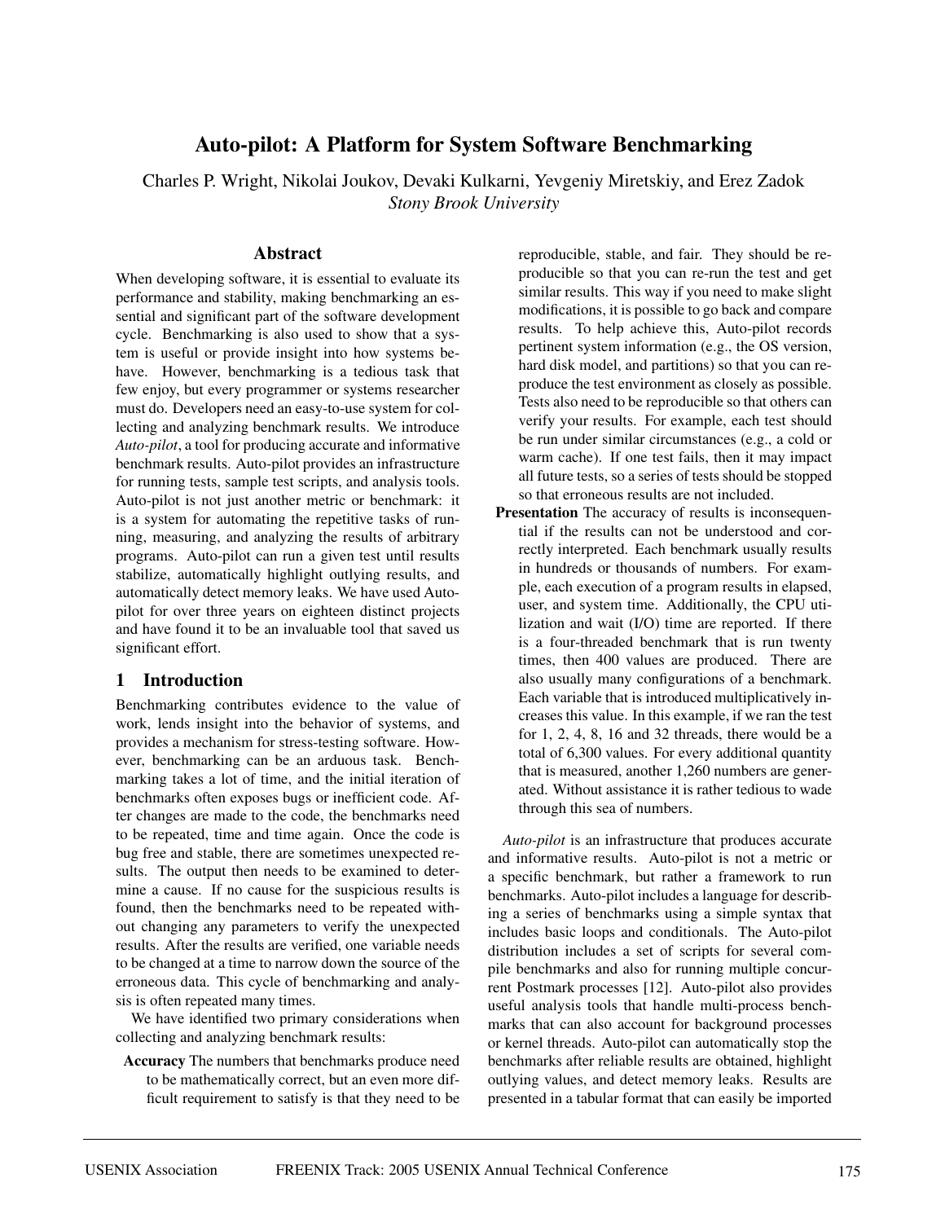# Auto-pilot: A Platform for System Software Benchmarking

Charles P. Wright, Nikolai Joukov, Devaki Kulkarni, Yevgeniy Miretskiy, and Erez Zadok
*Stony Brook University*

## Abstract

When developing software, it is essential to evaluate its performance and stability, making benchmarking an essential and significant part of the software development cycle. Benchmarking is also used to show that a system is useful or provide insight into how systems behave. However, benchmarking is a tedious task that few enjoy, but every programmer or systems researcher must do. Developers need an easy-to-use system for collecting and analyzing benchmark results. We introduce *Auto-pilot*, a tool for producing accurate and informative benchmark results. Auto-pilot provides an infrastructure for running tests, sample test scripts, and analysis tools. Auto-pilot is not just another metric or benchmark: it is a system for automating the repetitive tasks of running, measuring, and analyzing the results of arbitrary programs. Auto-pilot can run a given test until results stabilize, automatically highlight outlying results, and automatically detect memory leaks. We have used Auto-pilot for over three years on eighteen distinct projects and have found it to be an invaluable tool that saved us significant effort.

## 1 Introduction

Benchmarking contributes evidence to the value of work, lends insight into the behavior of systems, and provides a mechanism for stress-testing software. However, benchmarking can be an arduous task. Benchmarking takes a lot of time, and the initial iteration of benchmarks often exposes bugs or inefficient code. After changes are made to the code, the benchmarks need to be repeated, time and time again. Once the code is bug free and stable, there are sometimes unexpected results. The output then needs to be examined to determine a cause. If no cause for the suspicious results is found, then the benchmarks need to be repeated without changing any parameters to verify the unexpected results. After the results are verified, one variable needs to be changed at a time to narrow down the source of the erroneous data. This cycle of benchmarking and analysis is often repeated many times.

We have identified two primary considerations when collecting and analyzing benchmark results:

**Accuracy** The numbers that benchmarks produce need to be mathematically correct, but an even more difficult requirement to satisfy is that they need to be reproducible, stable, and fair. They should be reproducible so that you can re-run the test and get similar results. This way if you need to make slight modifications, it is possible to go back and compare results. To help achieve this, Auto-pilot records pertinent system information (e.g., the OS version, hard disk model, and partitions) so that you can reproduce the test environment as closely as possible. Tests also need to be reproducible so that others can verify your results. For example, each test should be run under similar circumstances (e.g., a cold or warm cache). If one test fails, then it may impact all future tests, so a series of tests should be stopped so that erroneous results are not included.

**Presentation** The accuracy of results is inconsequential if the results can not be understood and correctly interpreted. Each benchmark usually results in hundreds or thousands of numbers. For example, each execution of a program results in elapsed, user, and system time. Additionally, the CPU utilization and wait (I/O) time are reported. If there is a four-threaded benchmark that is run twenty times, then 400 values are produced. There are also usually many configurations of a benchmark. Each variable that is introduced multiplicatively increases this value. In this example, if we ran the test for 1, 2, 4, 8, 16 and 32 threads, there would be a total of 6,300 values. For every additional quantity that is measured, another 1,260 numbers are generated. Without assistance it is rather tedious to wade through this sea of numbers.

*Auto-pilot* is an infrastructure that produces accurate and informative results. Auto-pilot is not a metric or a specific benchmark, but rather a framework to run benchmarks. Auto-pilot includes a language for describing a series of benchmarks using a simple syntax that includes basic loops and conditionals. The Auto-pilot distribution includes a set of scripts for several compile benchmarks and also for running multiple concurrent Postmark processes [12]. Auto-pilot also provides useful analysis tools that handle multi-process benchmarks that can also account for background processes or kernel threads. Auto-pilot can automatically stop the benchmarks after reliable results are obtained, highlight outlying values, and detect memory leaks. Results are presented in a tabular format that can easily be imported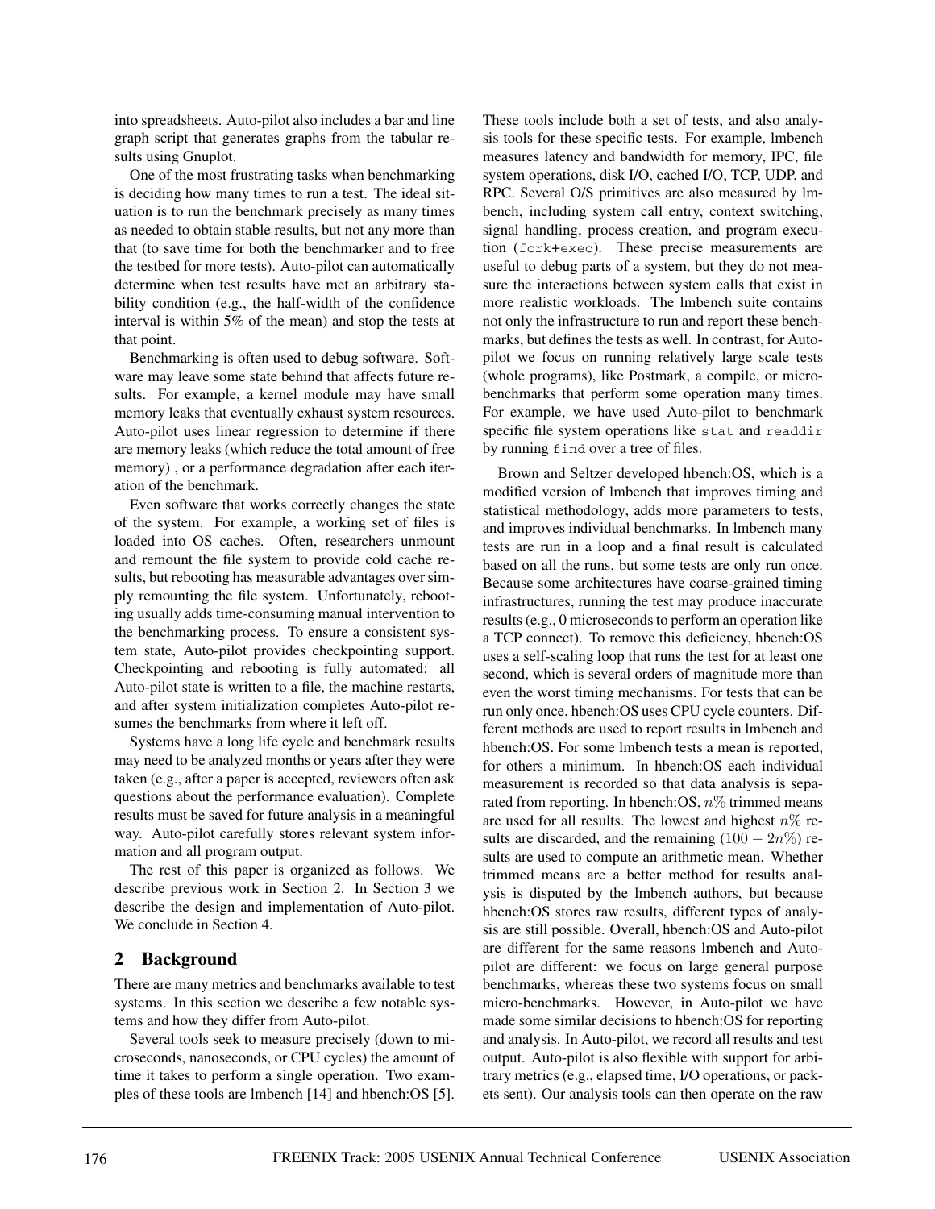into spreadsheets. Auto-pilot also includes a bar and line graph script that generates graphs from the tabular results using Gnuplot.

One of the most frustrating tasks when benchmarking is deciding how many times to run a test. The ideal situation is to run the benchmark precisely as many times as needed to obtain stable results, but not any more than that (to save time for both the benchmarker and to free the testbed for more tests). Auto-pilot can automatically determine when test results have met an arbitrary stability condition (e.g., the half-width of the confidence interval is within 5% of the mean) and stop the tests at that point.

Benchmarking is often used to debug software. Software may leave some state behind that affects future results. For example, a kernel module may have small memory leaks that eventually exhaust system resources. Auto-pilot uses linear regression to determine if there are memory leaks (which reduce the total amount of free memory) , or a performance degradation after each iteration of the benchmark.

Even software that works correctly changes the state of the system. For example, a working set of files is loaded into OS caches. Often, researchers unmount and remount the file system to provide cold cache results, but rebooting has measurable advantages over simply remounting the file system. Unfortunately, rebooting usually adds time-consuming manual intervention to the benchmarking process. To ensure a consistent system state, Auto-pilot provides checkpointing support. Checkpointing and rebooting is fully automated: all Auto-pilot state is written to a file, the machine restarts, and after system initialization completes Auto-pilot resumes the benchmarks from where it left off.

Systems have a long life cycle and benchmark results may need to be analyzed months or years after they were taken (e.g., after a paper is accepted, reviewers often ask questions about the performance evaluation). Complete results must be saved for future analysis in a meaningful way. Auto-pilot carefully stores relevant system information and all program output.

The rest of this paper is organized as follows. We describe previous work in Section 2. In Section 3 we describe the design and implementation of Auto-pilot. We conclude in Section 4.

## 2 Background

There are many metrics and benchmarks available to test systems. In this section we describe a few notable systems and how they differ from Auto-pilot.

Several tools seek to measure precisely (down to microseconds, nanoseconds, or CPU cycles) the amount of time it takes to perform a single operation. Two examples of these tools are lmbench [14] and hbench:OS [5]. These tools include both a set of tests, and also analysis tools for these specific tests. For example, lmbench measures latency and bandwidth for memory, IPC, file system operations, disk I/O, cached I/O, TCP, UDP, and RPC. Several O/S primitives are also measured by lmbench, including system call entry, context switching, signal handling, process creation, and program execution (`fork`+`exec`). These precise measurements are useful to debug parts of a system, but they do not measure the interactions between system calls that exist in more realistic workloads. The lmbench suite contains not only the infrastructure to run and report these benchmarks, but defines the tests as well. In contrast, for Auto-pilot we focus on running relatively large scale tests (whole programs), like Postmark, a compile, or micro-benchmarks that perform some operation many times. For example, we have used Auto-pilot to benchmark specific file system operations like `stat` and `readdir` by running `find` over a tree of files.

Brown and Seltzer developed hbench:OS, which is a modified version of lmbench that improves timing and statistical methodology, adds more parameters to tests, and improves individual benchmarks. In lmbench many tests are run in a loop and a final result is calculated based on all the runs, but some tests are only run once. Because some architectures have coarse-grained timing infrastructures, running the test may produce inaccurate results (e.g., 0 microseconds to perform an operation like a TCP connect). To remove this deficiency, hbench:OS uses a self-scaling loop that runs the test for at least one second, which is several orders of magnitude more than even the worst timing mechanisms. For tests that can be run only once, hbench:OS uses CPU cycle counters. Different methods are used to report results in lmbench and hbench:OS. For some lmbench tests a mean is reported, for others a minimum. In hbench:OS each individual measurement is recorded so that data analysis is separated from reporting. In hbench:OS, $n\%$ trimmed means are used for all results. The lowest and highest $n\%$ results are discarded, and the remaining $(100 - 2n\%)$ results are used to compute an arithmetic mean. Whether trimmed means are a better method for results analysis is disputed by the lmbench authors, but because hbench:OS stores raw results, different types of analysis are still possible. Overall, hbench:OS and Auto-pilot are different for the same reasons lmbench and Auto-pilot are different: we focus on large general purpose benchmarks, whereas these two systems focus on small micro-benchmarks. However, in Auto-pilot we have made some similar decisions to hbench:OS for reporting and analysis. In Auto-pilot, we record all results and test output. Auto-pilot is also flexible with support for arbitrary metrics (e.g., elapsed time, I/O operations, or packets sent). Our analysis tools can then operate on the raw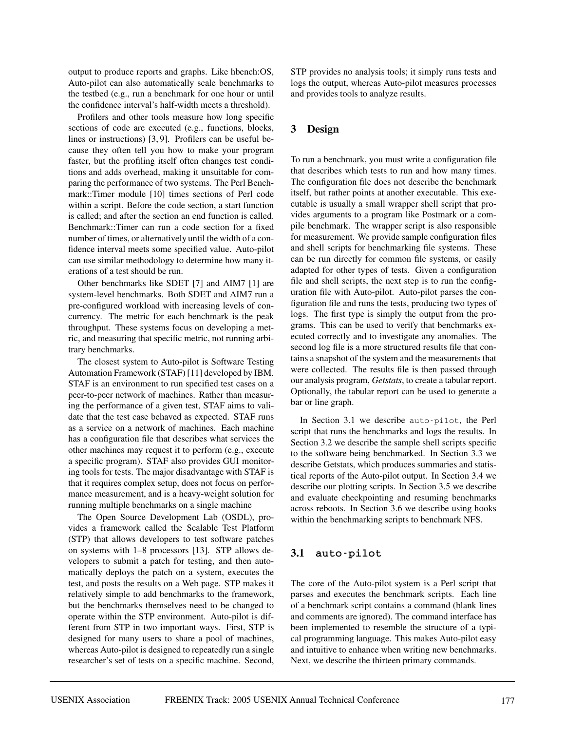output to produce reports and graphs. Like hbench:OS, Auto-pilot can also automatically scale benchmarks to the testbed (e.g., run a benchmark for one hour or until the confidence interval's half-width meets a threshold).

Profilers and other tools measure how long specific sections of code are executed (e.g., functions, blocks, lines or instructions) [3, 9]. Profilers can be useful because they often tell you how to make your program faster, but the profiling itself often changes test conditions and adds overhead, making it unsuitable for comparing the performance of two systems. The Perl Benchmark::Timer module [10] times sections of Perl code within a script. Before the code section, a start function is called; and after the section an end function is called. Benchmark::Timer can run a code section for a fixed number of times, or alternatively until the width of a confidence interval meets some specified value. Auto-pilot can use similar methodology to determine how many iterations of a test should be run.

Other benchmarks like SDET [7] and AIM7 [1] are system-level benchmarks. Both SDET and AIM7 run a pre-configured workload with increasing levels of concurrency. The metric for each benchmark is the peak throughput. These systems focus on developing a metric, and measuring that specific metric, not running arbitrary benchmarks.

The closest system to Auto-pilot is Software Testing Automation Framework (STAF) [11] developed by IBM. STAF is an environment to run specified test cases on a peer-to-peer network of machines. Rather than measuring the performance of a given test, STAF aims to validate that the test case behaved as expected. STAF runs as a service on a network of machines. Each machine has a configuration file that describes what services the other machines may request it to perform (e.g., execute a specific program). STAF also provides GUI monitoring tools for tests. The major disadvantage with STAF is that it requires complex setup, does not focus on performance measurement, and is a heavy-weight solution for running multiple benchmarks on a single machine

The Open Source Development Lab (OSDL), provides a framework called the Scalable Test Platform (STP) that allows developers to test software patches on systems with 1–8 processors [13]. STP allows developers to submit a patch for testing, and then automatically deploys the patch on a system, executes the test, and posts the results on a Web page. STP makes it relatively simple to add benchmarks to the framework, but the benchmarks themselves need to be changed to operate within the STP environment. Auto-pilot is different from STP in two important ways. First, STP is designed for many users to share a pool of machines, whereas Auto-pilot is designed to repeatedly run a single researcher's set of tests on a specific machine. Second, STP provides no analysis tools; it simply runs tests and logs the output, whereas Auto-pilot measures processes and provides tools to analyze results.

## 3 Design

To run a benchmark, you must write a configuration file that describes which tests to run and how many times. The configuration file does not describe the benchmark itself, but rather points at another executable. This executable is usually a small wrapper shell script that provides arguments to a program like Postmark or a compile benchmark. The wrapper script is also responsible for measurement. We provide sample configuration files and shell scripts for benchmarking file systems. These can be run directly for common file systems, or easily adapted for other types of tests. Given a configuration file and shell scripts, the next step is to run the configuration file with Auto-pilot. Auto-pilot parses the configuration file and runs the tests, producing two types of logs. The first type is simply the output from the programs. This can be used to verify that benchmarks executed correctly and to investigate any anomalies. The second log file is a more structured results file that contains a snapshot of the system and the measurements that were collected. The results file is then passed through our analysis program, *Getstats*, to create a tabular report. Optionally, the tabular report can be used to generate a bar or line graph.

In Section 3.1 we describe `auto-pilot`, the Perl script that runs the benchmarks and logs the results. In Section 3.2 we describe the sample shell scripts specific to the software being benchmarked. In Section 3.3 we describe Getstats, which produces summaries and statistical reports of the Auto-pilot output. In Section 3.4 we describe our plotting scripts. In Section 3.5 we describe and evaluate checkpointing and resuming benchmarks across reboots. In Section 3.6 we describe using hooks within the benchmarking scripts to benchmark NFS.

### 3.1 `auto-pilot`

The core of the Auto-pilot system is a Perl script that parses and executes the benchmark scripts. Each line of a benchmark script contains a command (blank lines and comments are ignored). The command interface has been implemented to resemble the structure of a typical programming language. This makes Auto-pilot easy and intuitive to enhance when writing new benchmarks. Next, we describe the thirteen primary commands.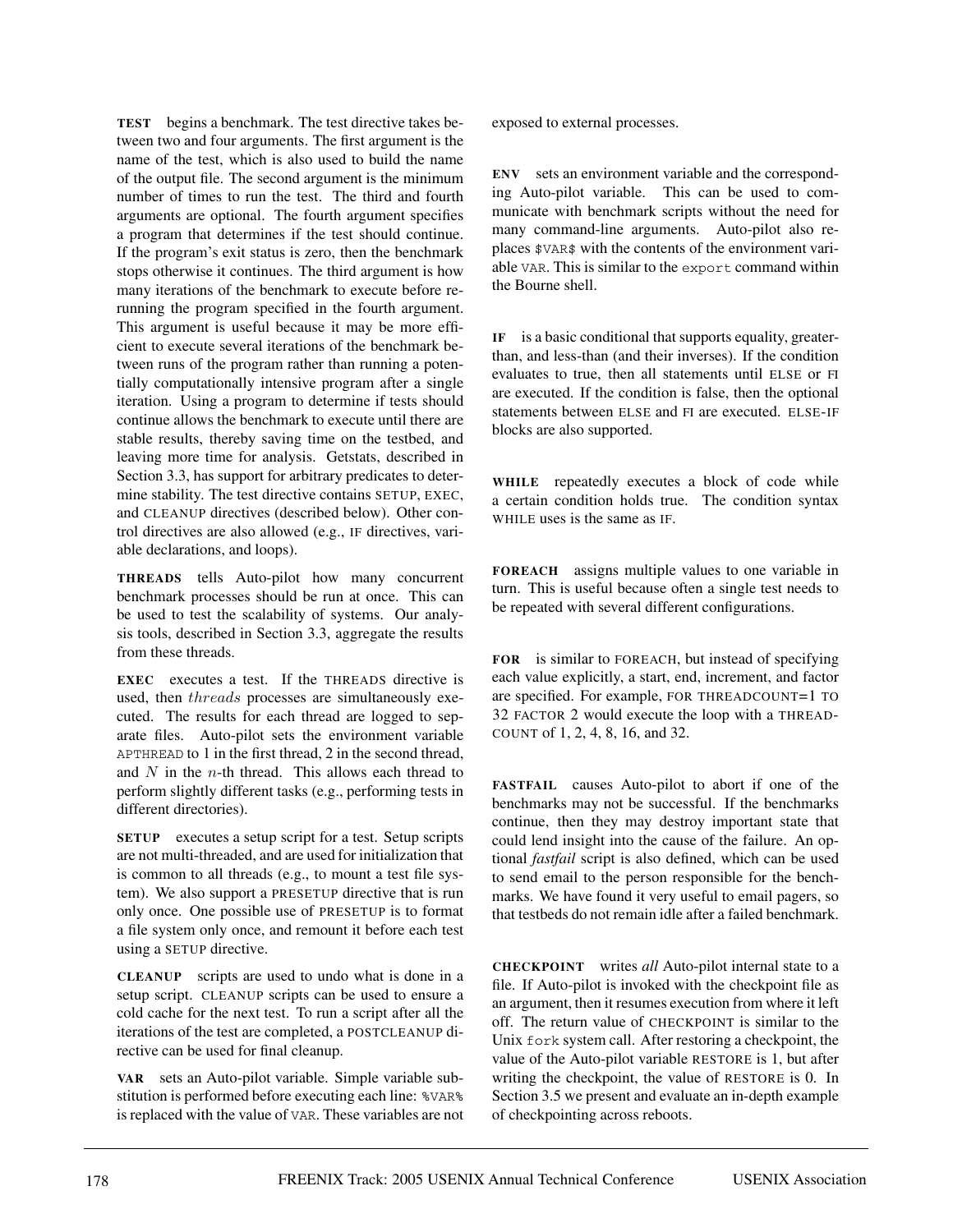**TEST** begins a benchmark. The test directive takes between two and four arguments. The first argument is the name of the test, which is also used to build the name of the output file. The second argument is the minimum number of times to run the test. The third and fourth arguments are optional. The fourth argument specifies a program that determines if the test should continue. If the program's exit status is zero, then the benchmark stops otherwise it continues. The third argument is how many iterations of the benchmark to execute before rerunning the program specified in the fourth argument. This argument is useful because it may be more efficient to execute several iterations of the benchmark between runs of the program rather than running a potentially computationally intensive program after a single iteration. Using a program to determine if tests should continue allows the benchmark to execute until there are stable results, thereby saving time on the testbed, and leaving more time for analysis. Getstats, described in Section 3.3, has support for arbitrary predicates to determine stability. The test directive contains SETUP, EXEC, and CLEANUP directives (described below). Other control directives are also allowed (e.g., IF directives, variable declarations, and loops).

**THREADS** tells Auto-pilot how many concurrent benchmark processes should be run at once. This can be used to test the scalability of systems. Our analysis tools, described in Section 3.3, aggregate the results from these threads.

**EXEC** executes a test. If the THREADS directive is used, then $threads$ processes are simultaneously executed. The results for each thread are logged to separate files. Auto-pilot sets the environment variable `APTHREAD` to 1 in the first thread, 2 in the second thread, and $N$ in the $n$-th thread. This allows each thread to perform slightly different tasks (e.g., performing tests in different directories).

**SETUP** executes a setup script for a test. Setup scripts are not multi-threaded, and are used for initialization that is common to all threads (e.g., to mount a test file system). We also support a PRESETUP directive that is run only once. One possible use of PRESETUP is to format a file system only once, and remount it before each test using a SETUP directive.

**CLEANUP** scripts are used to undo what is done in a setup script. CLEANUP scripts can be used to ensure a cold cache for the next test. To run a script after all the iterations of the test are completed, a POSTCLEANUP directive can be used for final cleanup.

**VAR** sets an Auto-pilot variable. Simple variable substitution is performed before executing each line: `%VAR%` is replaced with the value of `VAR`. These variables are not exposed to external processes.

**ENV** sets an environment variable and the corresponding Auto-pilot variable. This can be used to communicate with benchmark scripts without the need for many command-line arguments. Auto-pilot also replaces `$VAR$` with the contents of the environment variable `VAR`. This is similar to the `export` command within the Bourne shell.

**IF** is a basic conditional that supports equality, greater-than, and less-than (and their inverses). If the condition evaluates to true, then all statements until ELSE or FI are executed. If the condition is false, then the optional statements between ELSE and FI are executed. ELSE-IF blocks are also supported.

**WHILE** repeatedly executes a block of code while a certain condition holds true. The condition syntax WHILE uses is the same as IF.

**FOREACH** assigns multiple values to one variable in turn. This is useful because often a single test needs to be repeated with several different configurations.

**FOR** is similar to FOREACH, but instead of specifying each value explicitly, a start, end, increment, and factor are specified. For example, FOR THREADCOUNT=1 TO 32 FACTOR 2 would execute the loop with a THREADCOUNT of 1, 2, 4, 8, 16, and 32.

**FASTFAIL** causes Auto-pilot to abort if one of the benchmarks may not be successful. If the benchmarks continue, then they may destroy important state that could lend insight into the cause of the failure. An optional *fastfail* script is also defined, which can be used to send email to the person responsible for the benchmarks. We have found it very useful to email pagers, so that testbeds do not remain idle after a failed benchmark.

**CHECKPOINT** writes *all* Auto-pilot internal state to a file. If Auto-pilot is invoked with the checkpoint file as an argument, then it resumes execution from where it left off. The return value of CHECKPOINT is similar to the Unix `fork` system call. After restoring a checkpoint, the value of the Auto-pilot variable RESTORE is 1, but after writing the checkpoint, the value of RESTORE is 0. In Section 3.5 we present and evaluate an in-depth example of checkpointing across reboots.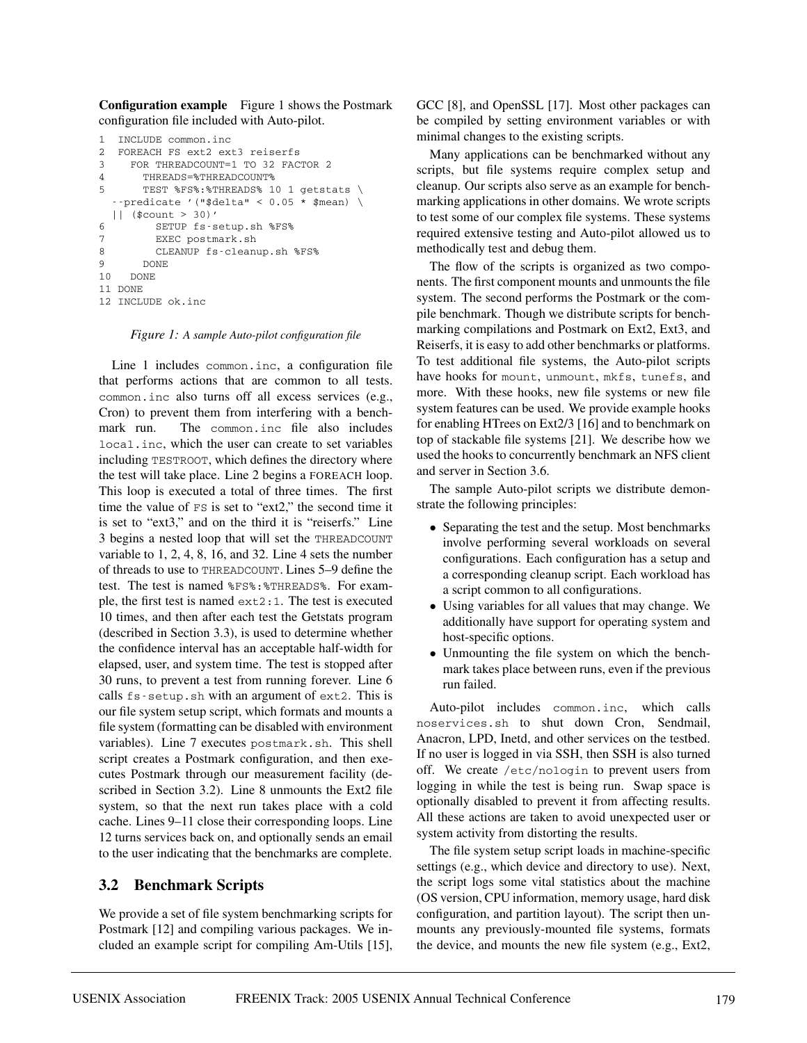**Configuration example** Figure 1 shows the Postmark configuration file included with Auto-pilot.

```
1  INCLUDE common.inc
2  FOREACH FS ext2 ext3 reiserfs
3    FOR THREADCOUNT=1 TO 32 FACTOR 2
4      THREADS=%THREADCOUNT%
5      TEST %FS%:%THREADS% 10 1 getstats \
  --predicate '("$delta" < 0.05 * $mean) \
  || ($count > 30)'
6        SETUP fs-setup.sh %FS%
7        EXEC postmark.sh
8        CLEANUP fs-cleanup.sh %FS%
9      DONE
10   DONE
11 DONE
12 INCLUDE ok.inc
```

*Figure 1: A sample Auto-pilot configuration file*

Line 1 includes `common.inc`, a configuration file that performs actions that are common to all tests. `common.inc` also turns off all excess services (e.g., Cron) to prevent them from interfering with a benchmark run. The `common.inc` file also includes `local.inc`, which the user can create to set variables including TESTROOT, which defines the directory where the test will take place. Line 2 begins a FOREACH loop. This loop is executed a total of three times. The first time the value of FS is set to "ext2," the second time it is set to "ext3," and on the third it is "reiserfs." Line 3 begins a nested loop that will set the THREADCOUNT variable to 1, 2, 4, 8, 16, and 32. Line 4 sets the number of threads to use to THREADCOUNT. Lines 5–9 define the test. The test is named `%FS%:%THREADS%`. For example, the first test is named `ext2:1`. The test is executed 10 times, and then after each test the Getstats program (described in Section 3.3), is used to determine whether the confidence interval has an acceptable half-width for elapsed, user, and system time. The test is stopped after 30 runs, to prevent a test from running forever. Line 6 calls `fs-setup.sh` with an argument of `ext2`. This is our file system setup script, which formats and mounts a file system (formatting can be disabled with environment variables). Line 7 executes `postmark.sh`. This shell script creates a Postmark configuration, and then executes Postmark through our measurement facility (described in Section 3.2). Line 8 unmounts the Ext2 file system, so that the next run takes place with a cold cache. Lines 9–11 close their corresponding loops. Line 12 turns services back on, and optionally sends an email to the user indicating that the benchmarks are complete.

## 3.2 Benchmark Scripts

We provide a set of file system benchmarking scripts for Postmark [12] and compiling various packages. We included an example script for compiling Am-Utils [15], GCC [8], and OpenSSL [17]. Most other packages can be compiled by setting environment variables or with minimal changes to the existing scripts.

Many applications can be benchmarked without any scripts, but file systems require complex setup and cleanup. Our scripts also serve as an example for benchmarking applications in other domains. We wrote scripts to test some of our complex file systems. These systems required extensive testing and Auto-pilot allowed us to methodically test and debug them.

The flow of the scripts is organized as two components. The first component mounts and unmounts the file system. The second performs the Postmark or the compile benchmark. Though we distribute scripts for benchmarking compilations and Postmark on Ext2, Ext3, and Reiserfs, it is easy to add other benchmarks or platforms. To test additional file systems, the Auto-pilot scripts have hooks for `mount`, `unmount`, `mkfs`, `tunefs`, and more. With these hooks, new file systems or new file system features can be used. We provide example hooks for enabling HTrees on Ext2/3 [16] and to benchmark on top of stackable file systems [21]. We describe how we used the hooks to concurrently benchmark an NFS client and server in Section 3.6.

The sample Auto-pilot scripts we distribute demonstrate the following principles:

- Separating the test and the setup. Most benchmarks involve performing several workloads on several configurations. Each configuration has a setup and a corresponding cleanup script. Each workload has a script common to all configurations.
- Using variables for all values that may change. We additionally have support for operating system and host-specific options.
- Unmounting the file system on which the benchmark takes place between runs, even if the previous run failed.

Auto-pilot includes `common.inc`, which calls `noservices.sh` to shut down Cron, Sendmail, Anacron, LPD, Inetd, and other services on the testbed. If no user is logged in via SSH, then SSH is also turned off. We create `/etc/nologin` to prevent users from logging in while the test is being run. Swap space is optionally disabled to prevent it from affecting results. All these actions are taken to avoid unexpected user or system activity from distorting the results.

The file system setup script loads in machine-specific settings (e.g., which device and directory to use). Next, the script logs some vital statistics about the machine (OS version, CPU information, memory usage, hard disk configuration, and partition layout). The script then unmounts any previously-mounted file systems, formats the device, and mounts the new file system (e.g., Ext2,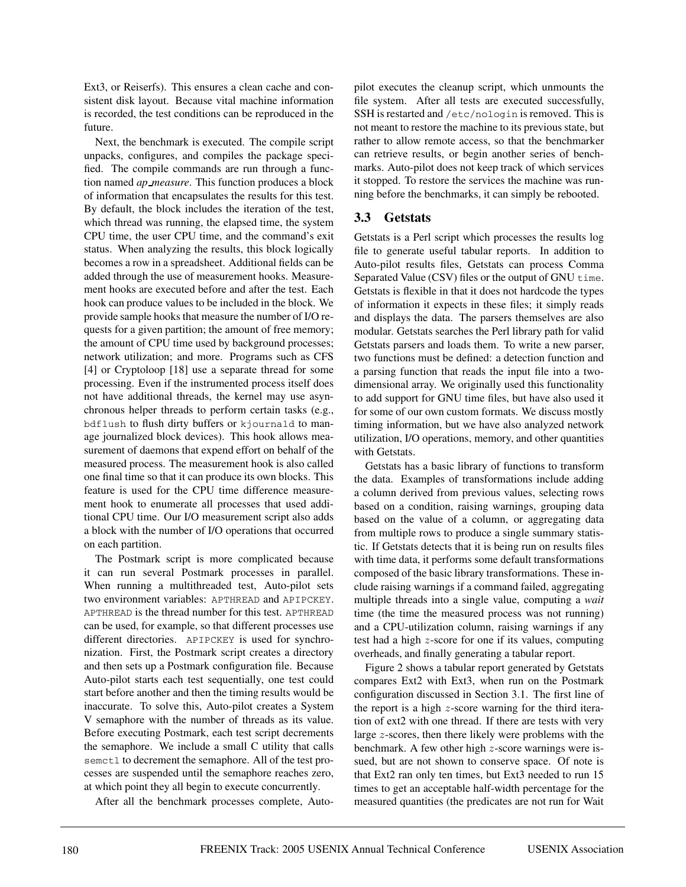Ext3, or Reiserfs). This ensures a clean cache and consistent disk layout. Because vital machine information is recorded, the test conditions can be reproduced in the future.

Next, the benchmark is executed. The compile script unpacks, configures, and compiles the package specified. The compile commands are run through a function named *ap_measure*. This function produces a block of information that encapsulates the results for this test. By default, the block includes the iteration of the test, which thread was running, the elapsed time, the system CPU time, the user CPU time, and the command's exit status. When analyzing the results, this block logically becomes a row in a spreadsheet. Additional fields can be added through the use of measurement hooks. Measurement hooks are executed before and after the test. Each hook can produce values to be included in the block. We provide sample hooks that measure the number of I/O requests for a given partition; the amount of free memory; the amount of CPU time used by background processes; network utilization; and more. Programs such as CFS [4] or Cryptoloop [18] use a separate thread for some processing. Even if the instrumented process itself does not have additional threads, the kernel may use asynchronous helper threads to perform certain tasks (e.g., `bdflush` to flush dirty buffers or `kjournald` to manage journalized block devices). This hook allows measurement of daemons that expend effort on behalf of the measured process. The measurement hook is also called one final time so that it can produce its own blocks. This feature is used for the CPU time difference measurement hook to enumerate all processes that used additional CPU time. Our I/O measurement script also adds a block with the number of I/O operations that occurred on each partition.

The Postmark script is more complicated because it can run several Postmark processes in parallel. When running a multithreaded test, Auto-pilot sets two environment variables: `APTHREAD` and `APIPCKEY`. `APTHREAD` is the thread number for this test. `APTHREAD` can be used, for example, so that different processes use different directories. `APIPCKEY` is used for synchronization. First, the Postmark script creates a directory and then sets up a Postmark configuration file. Because Auto-pilot starts each test sequentially, one test could start before another and then the timing results would be inaccurate. To solve this, Auto-pilot creates a System V semaphore with the number of threads as its value. Before executing Postmark, each test script decrements the semaphore. We include a small C utility that calls `semctl` to decrement the semaphore. All of the test processes are suspended until the semaphore reaches zero, at which point they all begin to execute concurrently.

After all the benchmark processes complete, Auto-pilot executes the cleanup script, which unmounts the file system. After all tests are executed successfully, SSH is restarted and `/etc/nologin` is removed. This is not meant to restore the machine to its previous state, but rather to allow remote access, so that the benchmarker can retrieve results, or begin another series of benchmarks. Auto-pilot does not keep track of which services it stopped. To restore the services the machine was running before the benchmarks, it can simply be rebooted.

### 3.3 Getstats

Getstats is a Perl script which processes the results log file to generate useful tabular reports. In addition to Auto-pilot results files, Getstats can process Comma Separated Value (CSV) files or the output of GNU `time`. Getstats is flexible in that it does not hardcode the types of information it expects in these files; it simply reads and displays the data. The parsers themselves are also modular. Getstats searches the Perl library path for valid Getstats parsers and loads them. To write a new parser, two functions must be defined: a detection function and a parsing function that reads the input file into a two-dimensional array. We originally used this functionality to add support for GNU time files, but have also used it for some of our own custom formats. We discuss mostly timing information, but we have also analyzed network utilization, I/O operations, memory, and other quantities with Getstats.

Getstats has a basic library of functions to transform the data. Examples of transformations include adding a column derived from previous values, selecting rows based on a condition, raising warnings, grouping data based on the value of a column, or aggregating data from multiple rows to produce a single summary statistic. If Getstats detects that it is being run on results files with time data, it performs some default transformations composed of the basic library transformations. These include raising warnings if a command failed, aggregating multiple threads into a single value, computing a *wait* time (the time the measured process was not running) and a CPU-utilization column, raising warnings if any test had a high $z$-score for one if its values, computing overheads, and finally generating a tabular report.

Figure 2 shows a tabular report generated by Getstats compares Ext2 with Ext3, when run on the Postmark configuration discussed in Section 3.1. The first line of the report is a high $z$-score warning for the third iteration of ext2 with one thread. If there are tests with very large $z$-scores, then there likely were problems with the benchmark. A few other high $z$-score warnings were issued, but are not shown to conserve space. Of note is that Ext2 ran only ten times, but Ext3 needed to run 15 times to get an acceptable half-width percentage for the measured quantities (the predicates are not run for Wait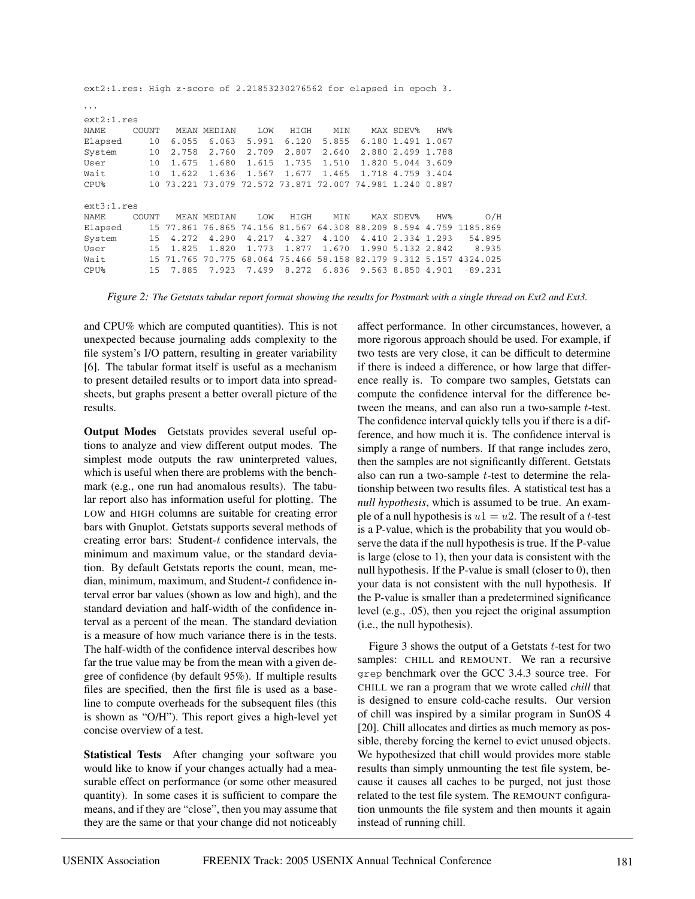```
ext2:1.res: High z-score of 2.21853230276562 for elapsed in epoch 3.

...
ext2:1.res
NAME      COUNT    MEAN MEDIAN    LOW   HIGH    MIN    MAX SDEV%   HW%
Elapsed      10  6.055  6.063  5.991  6.120  5.855  6.180 1.491 1.067
System       10  2.758  2.760  2.709  2.807  2.640  2.880 2.499 1.788
User         10  1.675  1.680  1.615  1.735  1.510  1.820 5.044 3.609
Wait         10  1.622  1.636  1.567  1.677  1.465  1.718 4.759 3.404
CPU%         10 73.221 73.079 72.572 73.871 72.007 74.981 1.240 0.887

ext3:1.res
NAME      COUNT    MEAN MEDIAN    LOW   HIGH    MIN    MAX SDEV%   HW%      O/H
Elapsed      15 77.861 76.865 74.156 81.567 64.308 88.209 8.594 4.759 1185.869
System       15  4.272  4.290  4.217  4.327  4.100  4.410 2.334 1.293   54.895
User         15  1.825  1.820  1.773  1.877  1.670  1.990 5.132 2.842    8.935
Wait         15 71.765 70.775 68.064 75.466 58.158 82.179 9.312 5.157 4324.025
CPU%         15  7.885  7.923  7.499  8.272  6.836  9.563 8.850 4.901  -89.231
```

*Figure 2: The Getstats tabular report format showing the results for Postmark with a single thread on Ext2 and Ext3.*

and CPU% which are computed quantities). This is not unexpected because journaling adds complexity to the file system's I/O pattern, resulting in greater variability [6]. The tabular format itself is useful as a mechanism to present detailed results or to import data into spreadsheets, but graphs present a better overall picture of the results.

**Output Modes** Getstats provides several useful options to analyze and view different output modes. The simplest mode outputs the raw uninterpreted values, which is useful when there are problems with the benchmark (e.g., one run had anomalous results). The tabular report also has information useful for plotting. The LOW and HIGH columns are suitable for creating error bars with Gnuplot. Getstats supports several methods of creating error bars: Student-$t$ confidence intervals, the minimum and maximum value, or the standard deviation. By default Getstats reports the count, mean, median, minimum, maximum, and Student-$t$ confidence interval error bar values (shown as low and high), and the standard deviation and half-width of the confidence interval as a percent of the mean. The standard deviation is a measure of how much variance there is in the tests. The half-width of the confidence interval describes how far the true value may be from the mean with a given degree of confidence (by default 95%). If multiple results files are specified, then the first file is used as a baseline to compute overheads for the subsequent files (this is shown as "O/H"). This report gives a high-level yet concise overview of a test.

**Statistical Tests** After changing your software you would like to know if your changes actually had a measurable effect on performance (or some other measured quantity). In some cases it is sufficient to compare the means, and if they are "close", then you may assume that they are the same or that your change did not noticeably affect performance. In other circumstances, however, a more rigorous approach should be used. For example, if two tests are very close, it can be difficult to determine if there is indeed a difference, or how large that difference really is. To compare two samples, Getstats can compute the confidence interval for the difference between the means, and can also run a two-sample $t$-test. The confidence interval quickly tells you if there is a difference, and how much it is. The confidence interval is simply a range of numbers. If that range includes zero, then the samples are not significantly different. Getstats also can run a two-sample $t$-test to determine the relationship between two results files. A statistical test has a *null hypothesis*, which is assumed to be true. An example of a null hypothesis is $u1 = u2$. The result of a $t$-test is a P-value, which is the probability that you would observe the data if the null hypothesis is true. If the P-value is large (close to 1), then your data is consistent with the null hypothesis. If the P-value is small (closer to 0), then your data is not consistent with the null hypothesis. If the P-value is smaller than a predetermined significance level (e.g., .05), then you reject the original assumption (i.e., the null hypothesis).

Figure 3 shows the output of a Getstats $t$-test for two samples: CHILL and REMOUNT. We ran a recursive `grep` benchmark over the GCC 3.4.3 source tree. For CHILL we ran a program that we wrote called *chill* that is designed to ensure cold-cache results. Our version of chill was inspired by a similar program in SunOS 4 [20]. Chill allocates and dirties as much memory as possible, thereby forcing the kernel to evict unused objects. We hypothesized that chill would provides more stable results than simply unmounting the test file system, because it causes all caches to be purged, not just those related to the test file system. The REMOUNT configuration unmounts the file system and then mounts it again instead of running chill.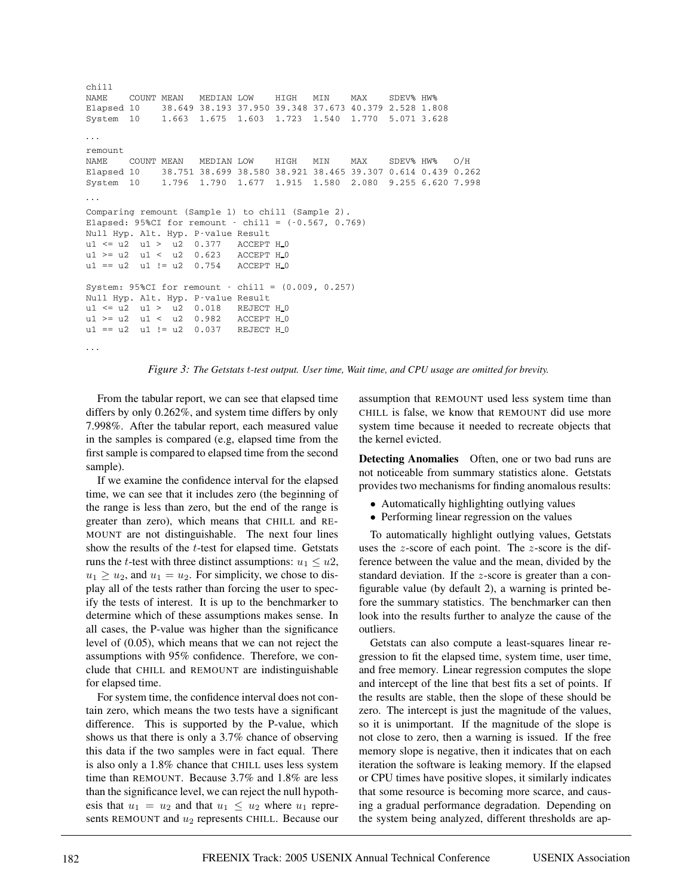```
chill
NAME    COUNT MEAN   MEDIAN LOW    HIGH   MIN    MAX    SDEV% HW%
Elapsed 10    38.649 38.193 37.950 39.348 37.673 40.379 2.528 1.808
System  10    1.663  1.675  1.603  1.723  1.540  1.770  5.071 3.628

...
remount
NAME    COUNT MEAN   MEDIAN LOW    HIGH   MIN    MAX    SDEV% HW%   O/H
Elapsed 10    38.751 38.699 38.580 38.921 38.465 39.307 0.614 0.439 0.262
System  10    1.796  1.790  1.677  1.915  1.580  2.080  9.255 6.620 7.998
...
Comparing remount (Sample 1) to chill (Sample 2).
Elapsed: 95%CI for remount - chill = (-0.567, 0.769)
Null Hyp. Alt. Hyp. P-value Result
u1 <= u2  u1 >  u2  0.377   ACCEPT H_0
u1 >= u2  u1 <  u2  0.623   ACCEPT H_0
u1 == u2  u1 != u2  0.754   ACCEPT H_0

System: 95%CI for remount - chill = (0.009, 0.257)
Null Hyp. Alt. Hyp. P-value Result
u1 <= u2  u1 >  u2  0.018   REJECT H_0
u1 >= u2  u1 <  u2  0.982   ACCEPT H_0
u1 == u2  u1 != u2  0.037   REJECT H_0
...
```

*Figure 3: The Getstats $t$-test output. User time, Wait time, and CPU usage are omitted for brevity.*

From the tabular report, we can see that elapsed time differs by only 0.262%, and system time differs by only 7.998%. After the tabular report, each measured value in the samples is compared (e.g, elapsed time from the first sample is compared to elapsed time from the second sample).

If we examine the confidence interval for the elapsed time, we can see that it includes zero (the beginning of the range is less than zero, but the end of the range is greater than zero), which means that CHILL and REMOUNT are not distinguishable. The next four lines show the results of the $t$-test for elapsed time. Getstats runs the $t$-test with three distinct assumptions: $u_1 \leq u2$, $u_1 \geq u_2$, and $u_1 = u_2$. For simplicity, we chose to display all of the tests rather than forcing the user to specify the tests of interest. It is up to the benchmarker to determine which of these assumptions makes sense. In all cases, the P-value was higher than the significance level of (0.05), which means that we can not reject the assumptions with 95% confidence. Therefore, we conclude that CHILL and REMOUNT are indistinguishable for elapsed time.

For system time, the confidence interval does not contain zero, which means the two tests have a significant difference. This is supported by the P-value, which shows us that there is only a 3.7% chance of observing this data if the two samples were in fact equal. There is also only a 1.8% chance that CHILL uses less system time than REMOUNT. Because 3.7% and 1.8% are less than the significance level, we can reject the null hypothesis that $u_1 = u_2$ and that $u_1 \leq u_2$ where $u_1$ represents REMOUNT and $u_2$ represents CHILL. Because our assumption that REMOUNT used less system time than CHILL is false, we know that REMOUNT did use more system time because it needed to recreate objects that the kernel evicted.

**Detecting Anomalies** Often, one or two bad runs are not noticeable from summary statistics alone. Getstats provides two mechanisms for finding anomalous results:

- Automatically highlighting outlying values
- Performing linear regression on the values

To automatically highlight outlying values, Getstats uses the $z$-score of each point. The $z$-score is the difference between the value and the mean, divided by the standard deviation. If the $z$-score is greater than a configurable value (by default 2), a warning is printed before the summary statistics. The benchmarker can then look into the results further to analyze the cause of the outliers.

Getstats can also compute a least-squares linear regression to fit the elapsed time, system time, user time, and free memory. Linear regression computes the slope and intercept of the line that best fits a set of points. If the results are stable, then the slope of these should be zero. The intercept is just the magnitude of the values, so it is unimportant. If the magnitude of the slope is not close to zero, then a warning is issued. If the free memory slope is negative, then it indicates that on each iteration the software is leaking memory. If the elapsed or CPU times have positive slopes, it similarly indicates that some resource is becoming more scarce, and causing a gradual performance degradation. Depending on the system being analyzed, different thresholds are ap-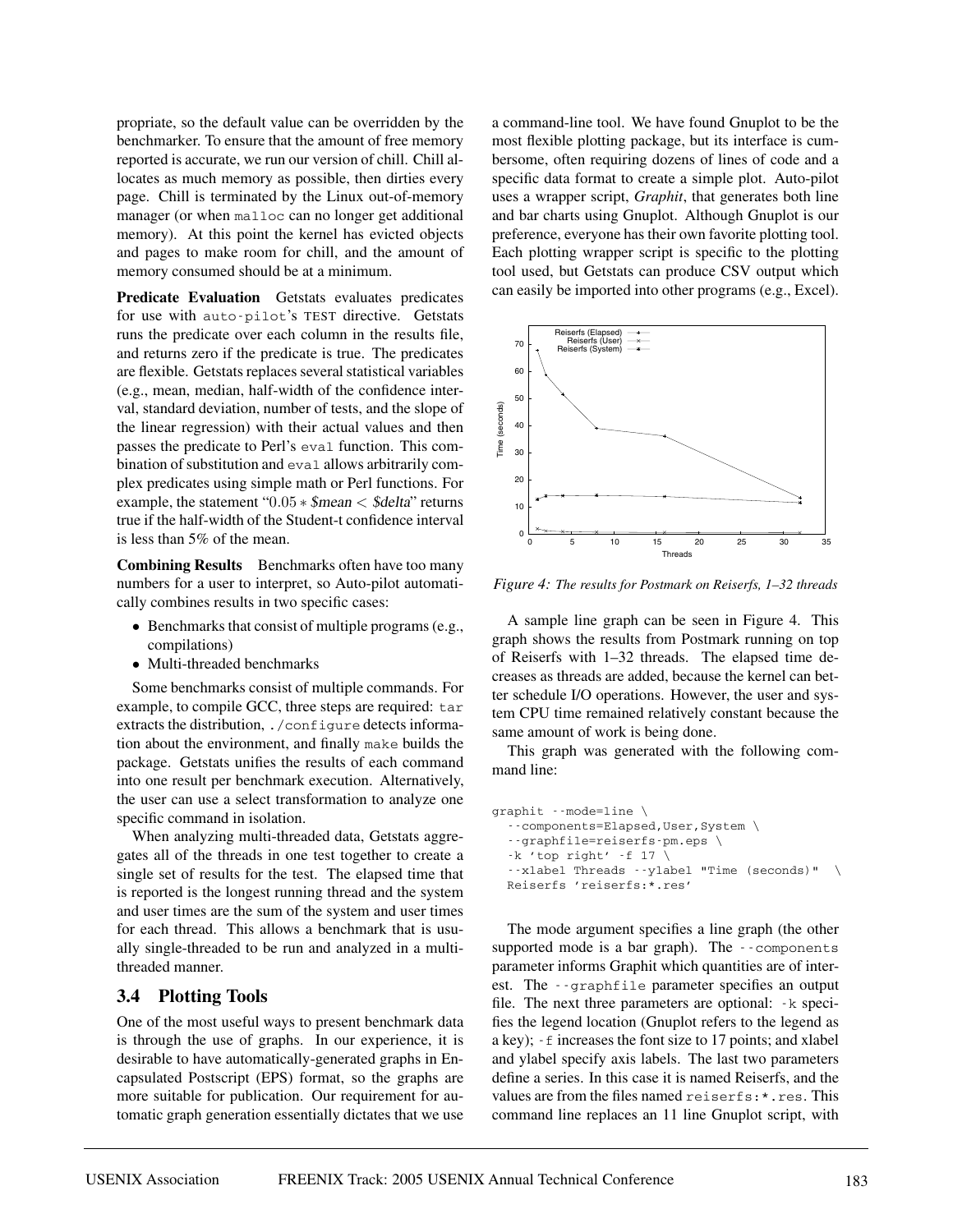propriate, so the default value can be overridden by the benchmarker. To ensure that the amount of free memory reported is accurate, we run our version of chill. Chill allocates as much memory as possible, then dirties every page. Chill is terminated by the Linux out-of-memory manager (or when `malloc` can no longer get additional memory). At this point the kernel has evicted objects and pages to make room for chill, and the amount of memory consumed should be at a minimum.

**Predicate Evaluation** Getstats evaluates predicates for use with `auto-pilot`'s TEST directive. Getstats runs the predicate over each column in the results file, and returns zero if the predicate is true. The predicates are flexible. Getstats replaces several statistical variables (e.g., mean, median, half-width of the confidence interval, standard deviation, number of tests, and the slope of the linear regression) with their actual values and then passes the predicate to Perl's `eval` function. This combination of substitution and `eval` allows arbitrarily complex predicates using simple math or Perl functions. For example, the statement "$0.05 * \$mean < \$delta$" returns true if the half-width of the Student-t confidence interval is less than 5% of the mean.

**Combining Results** Benchmarks often have too many numbers for a user to interpret, so Auto-pilot automatically combines results in two specific cases:

- Benchmarks that consist of multiple programs (e.g., compilations)
- Multi-threaded benchmarks

Some benchmarks consist of multiple commands. For example, to compile GCC, three steps are required: `tar` extracts the distribution, `./configure` detects information about the environment, and finally `make` builds the package. Getstats unifies the results of each command into one result per benchmark execution. Alternatively, the user can use a select transformation to analyze one specific command in isolation.

When analyzing multi-threaded data, Getstats aggregates all of the threads in one test together to create a single set of results for the test. The elapsed time that is reported is the longest running thread and the system and user times are the sum of the system and user times for each thread. This allows a benchmark that is usually single-threaded to be run and analyzed in a multi-threaded manner.

## 3.4 Plotting Tools

One of the most useful ways to present benchmark data is through the use of graphs. In our experience, it is desirable to have automatically-generated graphs in Encapsulated Postscript (EPS) format, so the graphs are more suitable for publication. Our requirement for automatic graph generation essentially dictates that we use a command-line tool. We have found Gnuplot to be the most flexible plotting package, but its interface is cumbersome, often requiring dozens of lines of code and a specific data format to create a simple plot. Auto-pilot uses a wrapper script, *Graphit*, that generates both line and bar charts using Gnuplot. Although Gnuplot is our preference, everyone has their own favorite plotting tool. Each plotting wrapper script is specific to the plotting tool used, but Getstats can produce CSV output which can easily be imported into other programs (e.g., Excel).

*Figure 4: The results for Postmark on Reiserfs, 1–32 threads*

A sample line graph can be seen in Figure 4. This graph shows the results from Postmark running on top of Reiserfs with 1–32 threads. The elapsed time decreases as threads are added, because the kernel can better schedule I/O operations. However, the user and system CPU time remained relatively constant because the same amount of work is being done.

This graph was generated with the following command line:

```
graphit --mode=line \
  --components=Elapsed,User,System \
  --graphfile=reiserfs-pm.eps \
  -k 'top right' -f 17 \
  --xlabel Threads --ylabel "Time (seconds)"  \
  Reiserfs 'reiserfs:*.res'
```

The mode argument specifies a line graph (the other supported mode is a bar graph). The `--components` parameter informs Graphit which quantities are of interest. The `--graphfile` parameter specifies an output file. The next three parameters are optional: `-k` specifies the legend location (Gnuplot refers to the legend as a key); `-f` increases the font size to 17 points; and xlabel and ylabel specify axis labels. The last two parameters define a series. In this case it is named Reiserfs, and the values are from the files named `reiserfs:*.res`. This command line replaces an 11 line Gnuplot script, with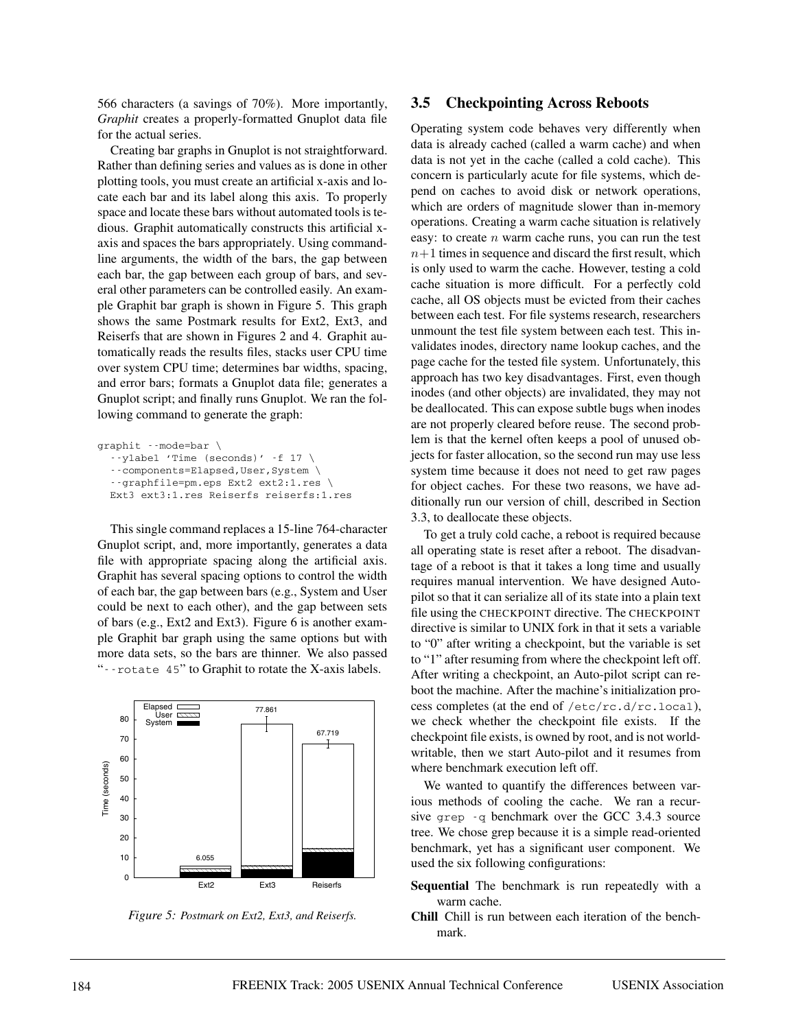566 characters (a savings of 70%). More importantly, *Graphit* creates a properly-formatted Gnuplot data file for the actual series.

Creating bar graphs in Gnuplot is not straightforward. Rather than defining series and values as is done in other plotting tools, you must create an artificial x-axis and locate each bar and its label along this axis. To properly space and locate these bars without automated tools is tedious. Graphit automatically constructs this artificial x-axis and spaces the bars appropriately. Using command-line arguments, the width of the bars, the gap between each bar, the gap between each group of bars, and several other parameters can be controlled easily. An example Graphit bar graph is shown in Figure 5. This graph shows the same Postmark results for Ext2, Ext3, and Reiserfs that are shown in Figures 2 and 4. Graphit automatically reads the results files, stacks user CPU time over system CPU time; determines bar widths, spacing, and error bars; formats a Gnuplot data file; generates a Gnuplot script; and finally runs Gnuplot. We ran the following command to generate the graph:

```
graphit --mode=bar \
  --ylabel 'Time (seconds)' -f 17 \
  --components=Elapsed,User,System \
  --graphfile=pm.eps Ext2 ext2:1.res \
  Ext3 ext3:1.res Reiserfs reiserfs:1.res
```

This single command replaces a 15-line 764-character Gnuplot script, and, more importantly, generates a data file with appropriate spacing along the artificial axis. Graphit has several spacing options to control the width of each bar, the gap between bars (e.g., System and User could be next to each other), and the gap between sets of bars (e.g., Ext2 and Ext3). Figure 6 is another example Graphit bar graph using the same options but with more data sets, so the bars are thinner. We also passed "`--rotate 45`" to Graphit to rotate the X-axis labels.

*Figure 5: Postmark on Ext2, Ext3, and Reiserfs.*

## 3.5 Checkpointing Across Reboots

Operating system code behaves very differently when data is already cached (called a warm cache) and when data is not yet in the cache (called a cold cache). This concern is particularly acute for file systems, which depend on caches to avoid disk or network operations, which are orders of magnitude slower than in-memory operations. Creating a warm cache situation is relatively easy: to create $n$ warm cache runs, you can run the test $n+1$ times in sequence and discard the first result, which is only used to warm the cache. However, testing a cold cache situation is more difficult. For a perfectly cold cache, all OS objects must be evicted from their caches between each test. For file systems research, researchers unmount the test file system between each test. This invalidates inodes, directory name lookup caches, and the page cache for the tested file system. Unfortunately, this approach has two key disadvantages. First, even though inodes (and other objects) are invalidated, they may not be deallocated. This can expose subtle bugs when inodes are not properly cleared before reuse. The second problem is that the kernel often keeps a pool of unused objects for faster allocation, so the second run may use less system time because it does not need to get raw pages for object caches. For these two reasons, we have additionally run our version of chill, described in Section 3.3, to deallocate these objects.

To get a truly cold cache, a reboot is required because all operating state is reset after a reboot. The disadvantage of a reboot is that it takes a long time and usually requires manual intervention. We have designed Auto-pilot so that it can serialize all of its state into a plain text file using the CHECKPOINT directive. The CHECKPOINT directive is similar to UNIX fork in that it sets a variable to "0" after writing a checkpoint, but the variable is set to "1" after resuming from where the checkpoint left off. After writing a checkpoint, an Auto-pilot script can reboot the machine. After the machine's initialization process completes (at the end of `/etc/rc.d/rc.local`), we check whether the checkpoint file exists. If the checkpoint file exists, is owned by root, and is not world-writable, then we start Auto-pilot and it resumes from where benchmark execution left off.

We wanted to quantify the differences between various methods of cooling the cache. We ran a recursive `grep -q` benchmark over the GCC 3.4.3 source tree. We chose grep because it is a simple read-oriented benchmark, yet has a significant user component. We used the six following configurations:

**Sequential** The benchmark is run repeatedly with a warm cache.

**Chill** Chill is run between each iteration of the benchmark.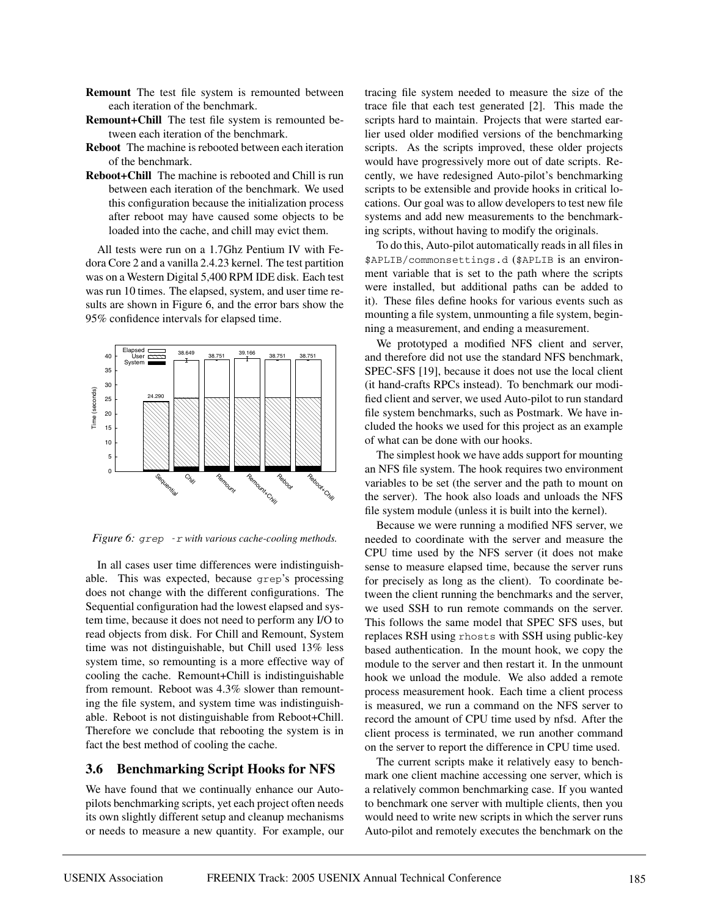**Remount** The test file system is remounted between each iteration of the benchmark.

**Remount+Chill** The test file system is remounted between each iteration of the benchmark.

**Reboot** The machine is rebooted between each iteration of the benchmark.

**Reboot+Chill** The machine is rebooted and Chill is run between each iteration of the benchmark. We used this configuration because the initialization process after reboot may have caused some objects to be loaded into the cache, and chill may evict them.

All tests were run on a 1.7Ghz Pentium IV with Fedora Core 2 and a vanilla 2.4.23 kernel. The test partition was on a Western Digital 5,400 RPM IDE disk. Each test was run 10 times. The elapsed, system, and user time results are shown in Figure 6, and the error bars show the 95% confidence intervals for elapsed time.

*Figure 6: `grep -r` with various cache-cooling methods.*

In all cases user time differences were indistinguishable. This was expected, because `grep`'s processing does not change with the different configurations. The Sequential configuration had the lowest elapsed and system time, because it does not need to perform any I/O to read objects from disk. For Chill and Remount, System time was not distinguishable, but Chill used 13% less system time, so remounting is a more effective way of cooling the cache. Remount+Chill is indistinguishable from remount. Reboot was 4.3% slower than remounting the file system, and system time was indistinguishable. Reboot is not distinguishable from Reboot+Chill. Therefore we conclude that rebooting the system is in fact the best method of cooling the cache.

### 3.6 Benchmarking Script Hooks for NFS

We have found that we continually enhance our Auto-pilots benchmarking scripts, yet each project often needs its own slightly different setup and cleanup mechanisms or needs to measure a new quantity. For example, our tracing file system needed to measure the size of the trace file that each test generated [2]. This made the scripts hard to maintain. Projects that were started earlier used older modified versions of the benchmarking scripts. As the scripts improved, these older projects would have progressively more out of date scripts. Recently, we have redesigned Auto-pilot's benchmarking scripts to be extensible and provide hooks in critical locations. Our goal was to allow developers to test new file systems and add new measurements to the benchmarking scripts, without having to modify the originals.

To do this, Auto-pilot automatically reads in all files in `$APLIB/commonsettings.d` (`$APLIB` is an environment variable that is set to the path where the scripts were installed, but additional paths can be added to it). These files define hooks for various events such as mounting a file system, unmounting a file system, beginning a measurement, and ending a measurement.

We prototyped a modified NFS client and server, and therefore did not use the standard NFS benchmark, SPEC-SFS [19], because it does not use the local client (it hand-crafts RPCs instead). To benchmark our modified client and server, we used Auto-pilot to run standard file system benchmarks, such as Postmark. We have included the hooks we used for this project as an example of what can be done with our hooks.

The simplest hook we have adds support for mounting an NFS file system. The hook requires two environment variables to be set (the server and the path to mount on the server). The hook also loads and unloads the NFS file system module (unless it is built into the kernel).

Because we were running a modified NFS server, we needed to coordinate with the server and measure the CPU time used by the NFS server (it does not make sense to measure elapsed time, because the server runs for precisely as long as the client). To coordinate between the client running the benchmarks and the server, we used SSH to run remote commands on the server. This follows the same model that SPEC SFS uses, but replaces RSH using `rhosts` with SSH using public-key based authentication. In the mount hook, we copy the module to the server and then restart it. In the unmount hook we unload the module. We also added a remote process measurement hook. Each time a client process is measured, we run a command on the NFS server to record the amount of CPU time used by nfsd. After the client process is terminated, we run another command on the server to report the difference in CPU time used.

The current scripts make it relatively easy to benchmark one client machine accessing one server, which is a relatively common benchmarking case. If you wanted to benchmark one server with multiple clients, then you would need to write new scripts in which the server runs Auto-pilot and remotely executes the benchmark on the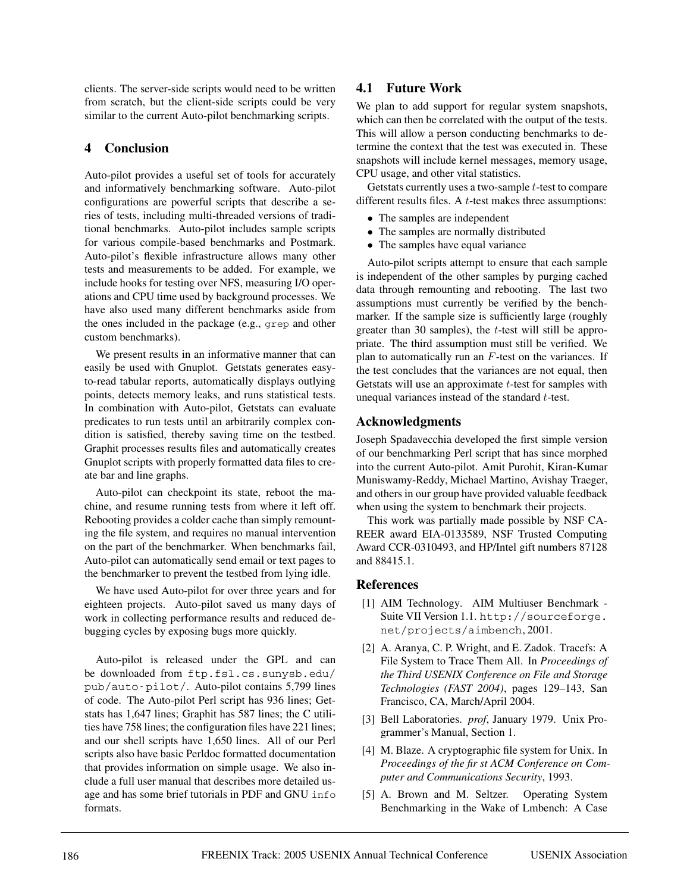clients. The server-side scripts would need to be written from scratch, but the client-side scripts could be very similar to the current Auto-pilot benchmarking scripts.

## 4 Conclusion

Auto-pilot provides a useful set of tools for accurately and informatively benchmarking software. Auto-pilot configurations are powerful scripts that describe a series of tests, including multi-threaded versions of traditional benchmarks. Auto-pilot includes sample scripts for various compile-based benchmarks and Postmark. Auto-pilot's flexible infrastructure allows many other tests and measurements to be added. For example, we include hooks for testing over NFS, measuring I/O operations and CPU time used by background processes. We have also used many different benchmarks aside from the ones included in the package (e.g., `grep` and other custom benchmarks).

We present results in an informative manner that can easily be used with Gnuplot. Getstats generates easy-to-read tabular reports, automatically displays outlying points, detects memory leaks, and runs statistical tests. In combination with Auto-pilot, Getstats can evaluate predicates to run tests until an arbitrarily complex condition is satisfied, thereby saving time on the testbed. Graphit processes results files and automatically creates Gnuplot scripts with properly formatted data files to create bar and line graphs.

Auto-pilot can checkpoint its state, reboot the machine, and resume running tests from where it left off. Rebooting provides a colder cache than simply remounting the file system, and requires no manual intervention on the part of the benchmarker. When benchmarks fail, Auto-pilot can automatically send email or text pages to the benchmarker to prevent the testbed from lying idle.

We have used Auto-pilot for over three years and for eighteen projects. Auto-pilot saved us many days of work in collecting performance results and reduced debugging cycles by exposing bugs more quickly.

Auto-pilot is released under the GPL and can be downloaded from `ftp.fsl.cs.sunysb.edu/pub/auto-pilot/`. Auto-pilot contains 5,799 lines of code. The Auto-pilot Perl script has 936 lines; Getstats has 1,647 lines; Graphit has 587 lines; the C utilities have 758 lines; the configuration files have 221 lines; and our shell scripts have 1,650 lines. All of our Perl scripts also have basic Perldoc formatted documentation that provides information on simple usage. We also include a full user manual that describes more detailed usage and has some brief tutorials in PDF and GNU `info` formats.

### 4.1 Future Work

We plan to add support for regular system snapshots, which can then be correlated with the output of the tests. This will allow a person conducting benchmarks to determine the context that the test was executed in. These snapshots will include kernel messages, memory usage, CPU usage, and other vital statistics.

Getstats currently uses a two-sample $t$-test to compare different results files. A $t$-test makes three assumptions:

- The samples are independent
- The samples are normally distributed
- The samples have equal variance

Auto-pilot scripts attempt to ensure that each sample is independent of the other samples by purging cached data through remounting and rebooting. The last two assumptions must currently be verified by the benchmarker. If the sample size is sufficiently large (roughly greater than 30 samples), the $t$-test will still be appropriate. The third assumption must still be verified. We plan to automatically run an $F$-test on the variances. If the test concludes that the variances are not equal, then Getstats will use an approximate $t$-test for samples with unequal variances instead of the standard $t$-test.

## Acknowledgments

Joseph Spadavecchia developed the first simple version of our benchmarking Perl script that has since morphed into the current Auto-pilot. Amit Purohit, Kiran-Kumar Muniswamy-Reddy, Michael Martino, Avishay Traeger, and others in our group have provided valuable feedback when using the system to benchmark their projects.

This work was partially made possible by NSF CAREER award EIA-0133589, NSF Trusted Computing Award CCR-0310493, and HP/Intel gift numbers 87128 and 88415.1.

## References

[1] AIM Technology. AIM Multiuser Benchmark - Suite VII Version 1.1. `http://sourceforge.net/projects/aimbench`, 2001.

[2] A. Aranya, C. P. Wright, and E. Zadok. Tracefs: A File System to Trace Them All. In *Proceedings of the Third USENIX Conference on File and Storage Technologies (FAST 2004)*, pages 129–143, San Francisco, CA, March/April 2004.

[3] Bell Laboratories. *prof*, January 1979. Unix Programmer's Manual, Section 1.

[4] M. Blaze. A cryptographic file system for Unix. In *Proceedings of the fir st ACM Conference on Computer and Communications Security*, 1993.

[5] A. Brown and M. Seltzer. Operating System Benchmarking in the Wake of Lmbench: A Case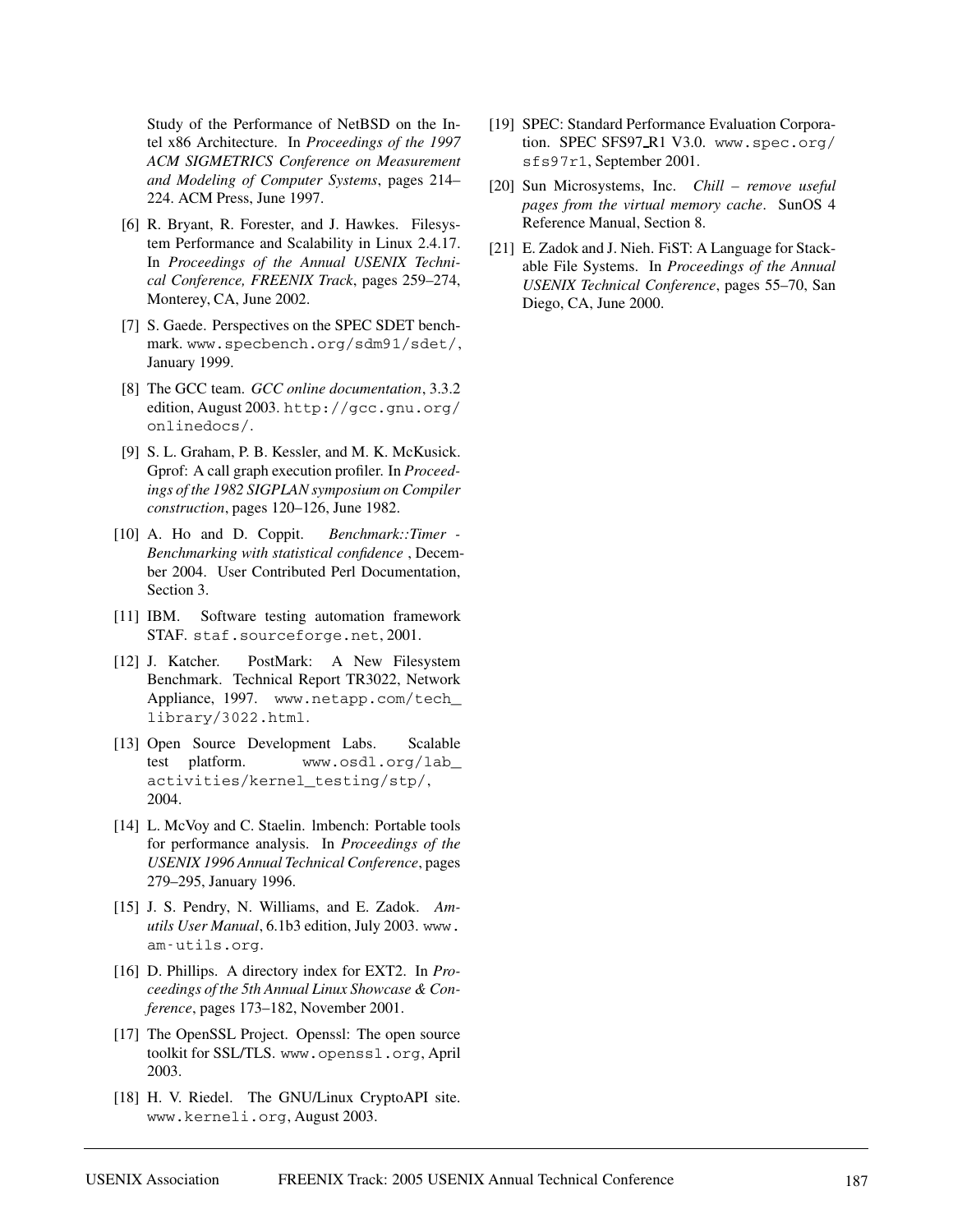Study of the Performance of NetBSD on the Intel x86 Architecture. In *Proceedings of the 1997 ACM SIGMETRICS Conference on Measurement and Modeling of Computer Systems*, pages 214–224. ACM Press, June 1997.

[6] R. Bryant, R. Forester, and J. Hawkes. Filesystem Performance and Scalability in Linux 2.4.17. In *Proceedings of the Annual USENIX Technical Conference, FREENIX Track*, pages 259–274, Monterey, CA, June 2002.

[7] S. Gaede. Perspectives on the SPEC SDET benchmark. `www.specbench.org/sdm91/sdet/`, January 1999.

[8] The GCC team. *GCC online documentation*, 3.3.2 edition, August 2003. `http://gcc.gnu.org/onlinedocs/`.

[9] S. L. Graham, P. B. Kessler, and M. K. McKusick. Gprof: A call graph execution profiler. In *Proceedings of the 1982 SIGPLAN symposium on Compiler construction*, pages 120–126, June 1982.

[10] A. Ho and D. Coppit. *Benchmark::Timer - Benchmarking with statistical confidence* , December 2004. User Contributed Perl Documentation, Section 3.

[11] IBM. Software testing automation framework STAF. `staf.sourceforge.net`, 2001.

[12] J. Katcher. PostMark: A New Filesystem Benchmark. Technical Report TR3022, Network Appliance, 1997. `www.netapp.com/tech_library/3022.html`.

[13] Open Source Development Labs. Scalable test platform. `www.osdl.org/lab_activities/kernel_testing/stp/`, 2004.

[14] L. McVoy and C. Staelin. lmbench: Portable tools for performance analysis. In *Proceedings of the USENIX 1996 Annual Technical Conference*, pages 279–295, January 1996.

[15] J. S. Pendry, N. Williams, and E. Zadok. *Am-utils User Manual*, 6.1b3 edition, July 2003. `www.am-utils.org`.

[16] D. Phillips. A directory index for EXT2. In *Proceedings of the 5th Annual Linux Showcase & Conference*, pages 173–182, November 2001.

[17] The OpenSSL Project. Openssl: The open source toolkit for SSL/TLS. `www.openssl.org`, April 2003.

[18] H. V. Riedel. The GNU/Linux CryptoAPI site. `www.kerneli.org`, August 2003.

[19] SPEC: Standard Performance Evaluation Corporation. SPEC SFS97_R1 V3.0. `www.spec.org/sfs97r1`, September 2001.

[20] Sun Microsystems, Inc. *Chill – remove useful pages from the virtual memory cache*. SunOS 4 Reference Manual, Section 8.

[21] E. Zadok and J. Nieh. FiST: A Language for Stackable File Systems. In *Proceedings of the Annual USENIX Technical Conference*, pages 55–70, San Diego, CA, June 2000.